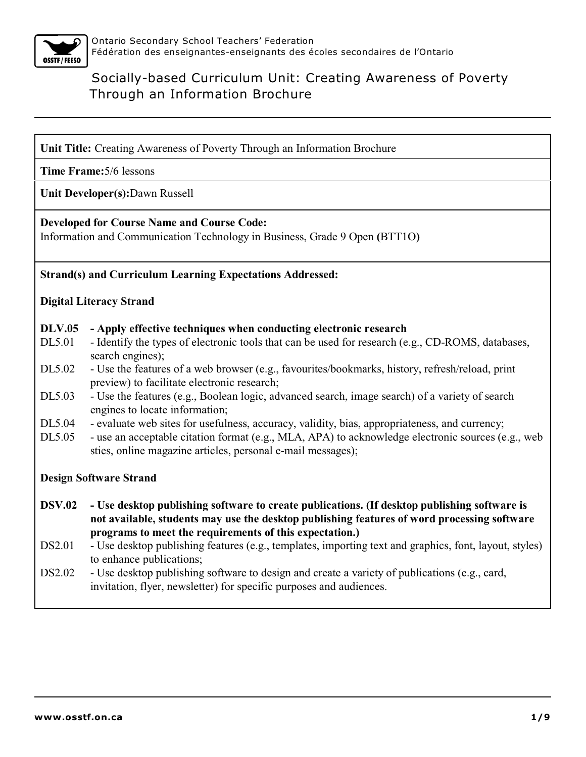Ontario Secondary School Teachers' Federation
Fédération des enseignantes-enseignants des écoles secondaires de l'Ontario

# Socially-based Curriculum Unit: Creating Awareness of Poverty Through an Information Brochure

**Unit Title:** Creating Awareness of Poverty Through an Information Brochure

**Time Frame:**5/6 lessons

**Unit Developer(s):**Dawn Russell

**Developed for Course Name and Course Code:**
Information and Communication Technology in Business, Grade 9 Open **(**BTT1O**)**

**Strand(s) and Curriculum Learning Expectations Addressed:**

**Digital Literacy Strand**

**DLV.05 - Apply effective techniques when conducting electronic research**

- DL5.01 - Identify the types of electronic tools that can be used for research (e.g., CD-ROMS, databases, search engines);
- DL5.02 - Use the features of a web browser (e.g., favourites/bookmarks, history, refresh/reload, print preview) to facilitate electronic research;
- DL5.03 - Use the features (e.g., Boolean logic, advanced search, image search) of a variety of search engines to locate information;
- DL5.04 - evaluate web sites for usefulness, accuracy, validity, bias, appropriateness, and currency;
- DL5.05 - use an acceptable citation format (e.g., MLA, APA) to acknowledge electronic sources (e.g., web sties, online magazine articles, personal e-mail messages);

**Design Software Strand**

**DSV.02 - Use desktop publishing software to create publications. (If desktop publishing software is not available, students may use the desktop publishing features of word processing software programs to meet the requirements of this expectation.)**

- DS2.01 - Use desktop publishing features (e.g., templates, importing text and graphics, font, layout, styles) to enhance publications;
- DS2.02 - Use desktop publishing software to design and create a variety of publications (e.g., card, invitation, flyer, newsletter) for specific purposes and audiences.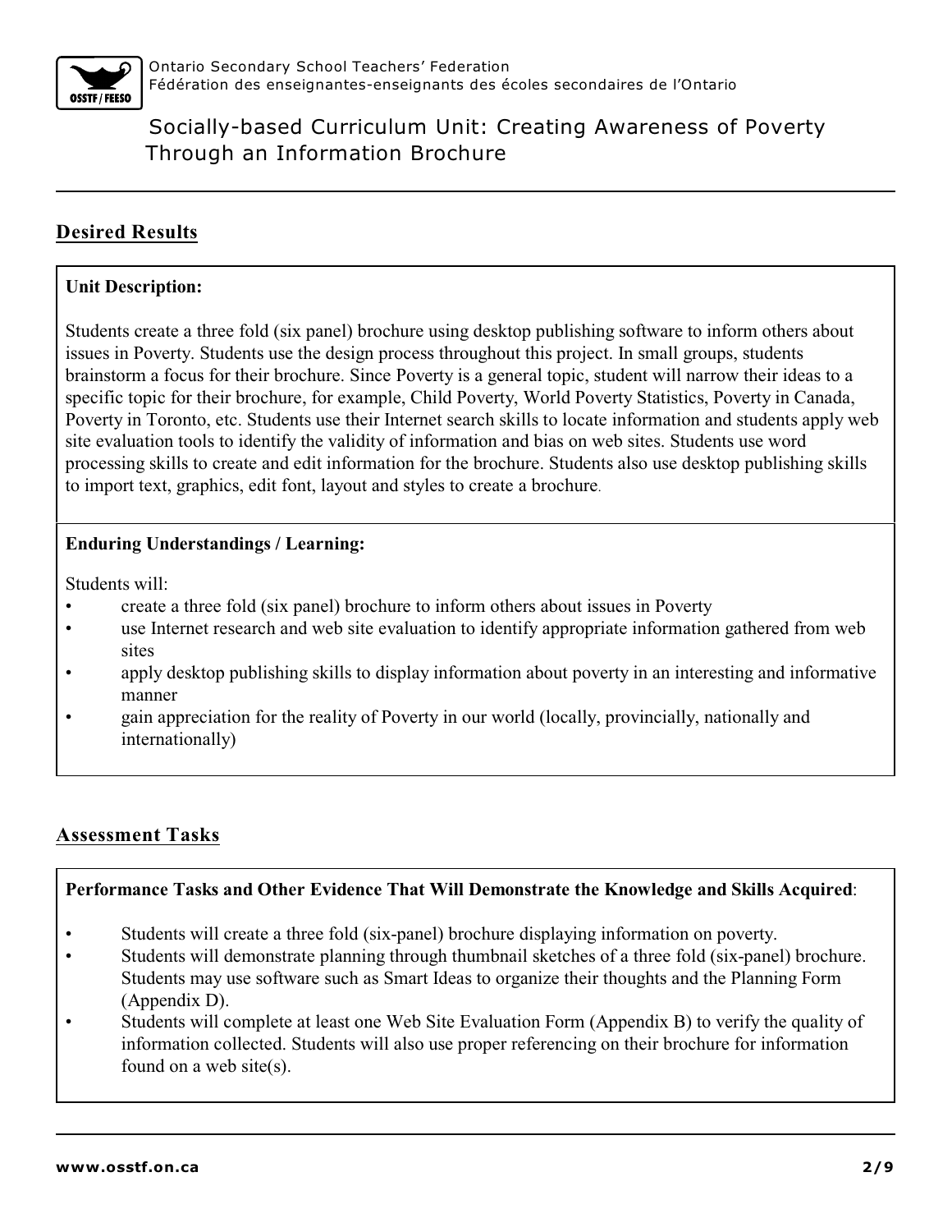## Desired Results

**Unit Description:**

Students create a three fold (six panel) brochure using desktop publishing software to inform others about issues in Poverty. Students use the design process throughout this project. In small groups, students brainstorm a focus for their brochure. Since Poverty is a general topic, student will narrow their ideas to a specific topic for their brochure, for example, Child Poverty, World Poverty Statistics, Poverty in Canada, Poverty in Toronto, etc. Students use their Internet search skills to locate information and students apply web site evaluation tools to identify the validity of information and bias on web sites. Students use word processing skills to create and edit information for the brochure. Students also use desktop publishing skills to import text, graphics, edit font, layout and styles to create a brochure.

**Enduring Understandings / Learning:**

Students will:

- create a three fold (six panel) brochure to inform others about issues in Poverty
- use Internet research and web site evaluation to identify appropriate information gathered from web sites
- apply desktop publishing skills to display information about poverty in an interesting and informative manner
- gain appreciation for the reality of Poverty in our world (locally, provincially, nationally and internationally)

## Assessment Tasks

**Performance Tasks and Other Evidence That Will Demonstrate the Knowledge and Skills Acquired**:

- Students will create a three fold (six-panel) brochure displaying information on poverty.
- Students will demonstrate planning through thumbnail sketches of a three fold (six-panel) brochure. Students may use software such as Smart Ideas to organize their thoughts and the Planning Form (Appendix D).
- Students will complete at least one Web Site Evaluation Form (Appendix B) to verify the quality of information collected. Students will also use proper referencing on their brochure for information found on a web site(s).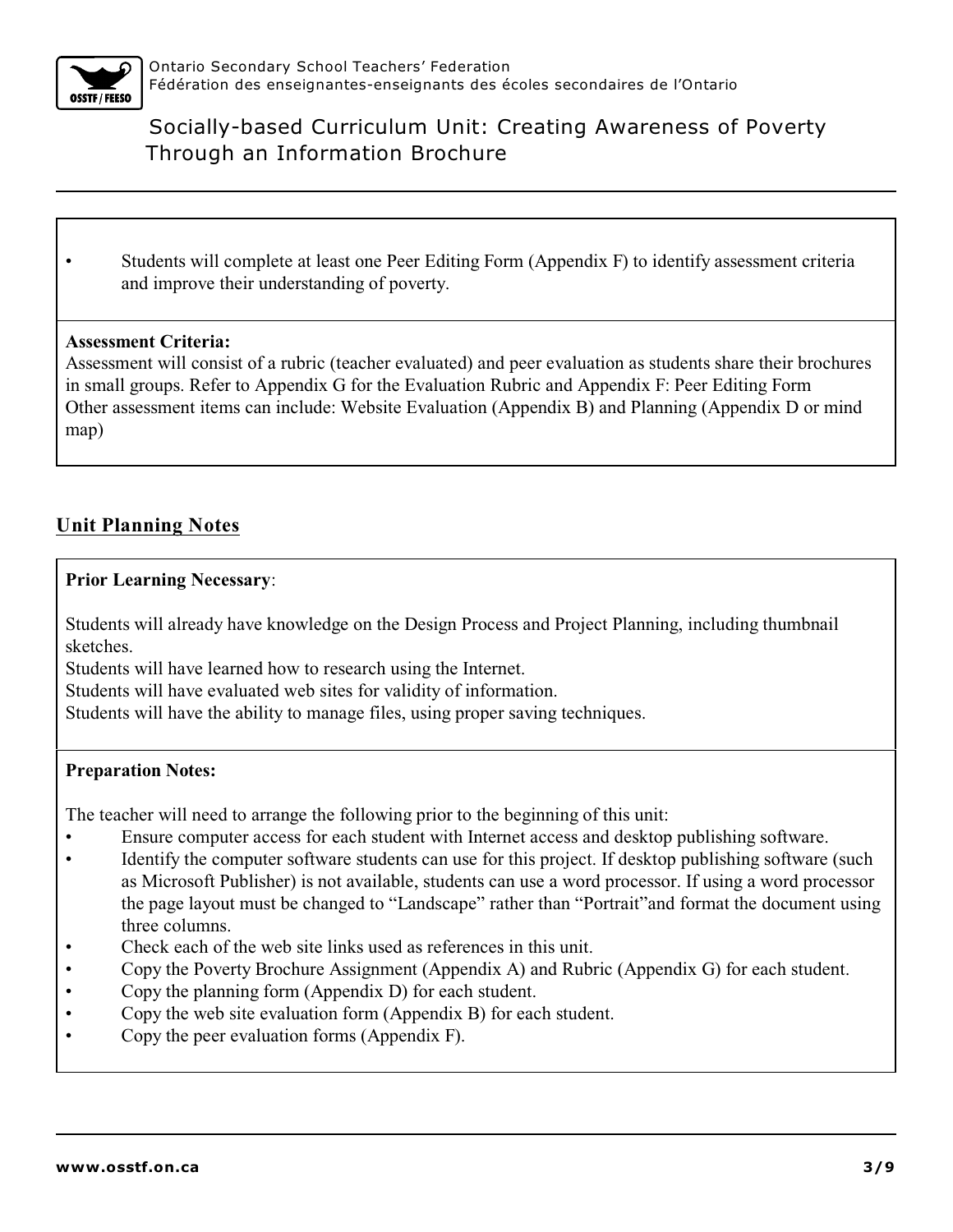- Students will complete at least one Peer Editing Form (Appendix F) to identify assessment criteria and improve their understanding of poverty.

**Assessment Criteria:**
Assessment will consist of a rubric (teacher evaluated) and peer evaluation as students share their brochures in small groups. Refer to Appendix G for the Evaluation Rubric and Appendix F: Peer Editing Form
Other assessment items can include: Website Evaluation (Appendix B) and Planning (Appendix D or mind map)

## Unit Planning Notes

**Prior Learning Necessary**:

Students will already have knowledge on the Design Process and Project Planning, including thumbnail sketches.
Students will have learned how to research using the Internet.
Students will have evaluated web sites for validity of information.
Students will have the ability to manage files, using proper saving techniques.

**Preparation Notes:**

The teacher will need to arrange the following prior to the beginning of this unit:

- Ensure computer access for each student with Internet access and desktop publishing software.
- Identify the computer software students can use for this project. If desktop publishing software (such as Microsoft Publisher) is not available, students can use a word processor. If using a word processor the page layout must be changed to "Landscape" rather than "Portrait"and format the document using three columns.
- Check each of the web site links used as references in this unit.
- Copy the Poverty Brochure Assignment (Appendix A) and Rubric (Appendix G) for each student.
- Copy the planning form (Appendix D) for each student.
- Copy the web site evaluation form (Appendix B) for each student.
- Copy the peer evaluation forms (Appendix F).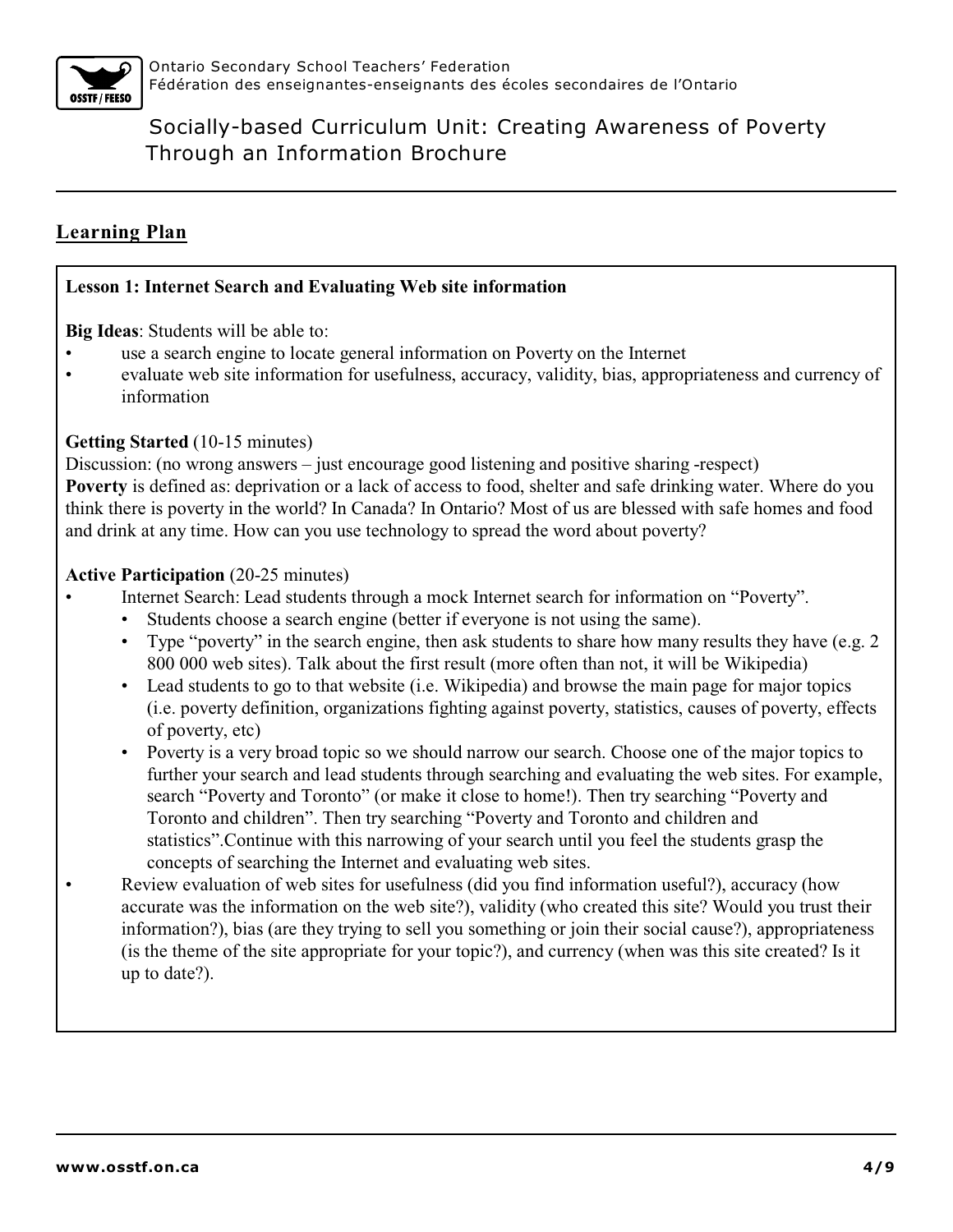## Learning Plan

### Lesson 1: Internet Search and Evaluating Web site information

**Big Ideas**: Students will be able to:

- use a search engine to locate general information on Poverty on the Internet
- evaluate web site information for usefulness, accuracy, validity, bias, appropriateness and currency of information

**Getting Started** (10-15 minutes)

Discussion: (no wrong answers – just encourage good listening and positive sharing -respect)

**Poverty** is defined as: deprivation or a lack of access to food, shelter and safe drinking water. Where do you think there is poverty in the world? In Canada? In Ontario? Most of us are blessed with safe homes and food and drink at any time. How can you use technology to spread the word about poverty?

**Active Participation** (20-25 minutes)

- Internet Search: Lead students through a mock Internet search for information on "Poverty".
  - Students choose a search engine (better if everyone is not using the same).
  - Type "poverty" in the search engine, then ask students to share how many results they have (e.g. 2 800 000 web sites). Talk about the first result (more often than not, it will be Wikipedia)
  - Lead students to go to that website (i.e. Wikipedia) and browse the main page for major topics (i.e. poverty definition, organizations fighting against poverty, statistics, causes of poverty, effects of poverty, etc)
  - Poverty is a very broad topic so we should narrow our search. Choose one of the major topics to further your search and lead students through searching and evaluating the web sites. For example, search "Poverty and Toronto" (or make it close to home!). Then try searching "Poverty and Toronto and children". Then try searching "Poverty and Toronto and children and statistics".Continue with this narrowing of your search until you feel the students grasp the concepts of searching the Internet and evaluating web sites.
- Review evaluation of web sites for usefulness (did you find information useful?), accuracy (how accurate was the information on the web site?), validity (who created this site? Would you trust their information?), bias (are they trying to sell you something or join their social cause?), appropriateness (is the theme of the site appropriate for your topic?), and currency (when was this site created? Is it up to date?).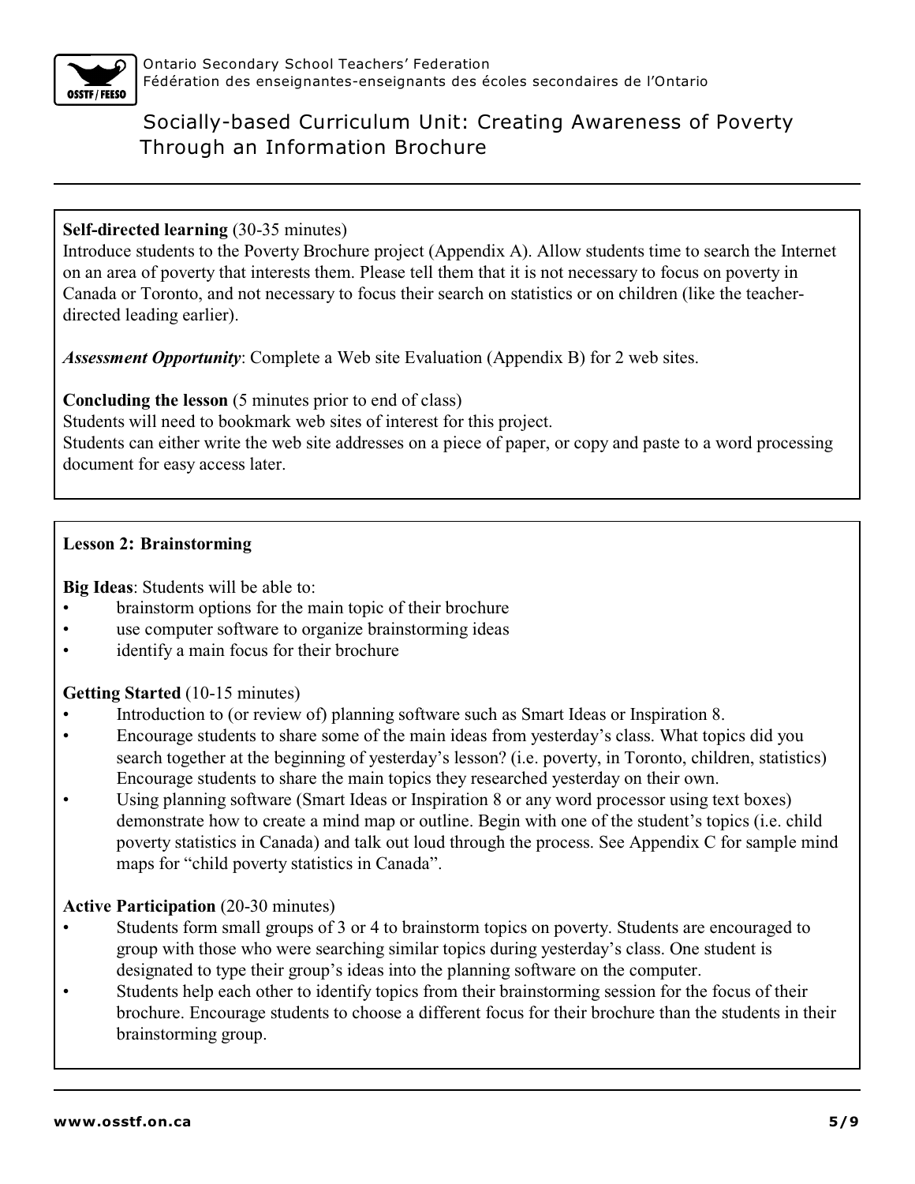**Self-directed learning** (30-35 minutes)
Introduce students to the Poverty Brochure project (Appendix A). Allow students time to search the Internet on an area of poverty that interests them. Please tell them that it is not necessary to focus on poverty in Canada or Toronto, and not necessary to focus their search on statistics or on children (like the teacher-directed leading earlier).

***Assessment Opportunity***: Complete a Web site Evaluation (Appendix B) for 2 web sites.

**Concluding the lesson** (5 minutes prior to end of class)
Students will need to bookmark web sites of interest for this project.
Students can either write the web site addresses on a piece of paper, or copy and paste to a word processing document for easy access later.

## Lesson 2: Brainstorming

**Big Ideas**: Students will be able to:

- brainstorm options for the main topic of their brochure
- use computer software to organize brainstorming ideas
- identify a main focus for their brochure

**Getting Started** (10-15 minutes)

- Introduction to (or review of) planning software such as Smart Ideas or Inspiration 8.
- Encourage students to share some of the main ideas from yesterday's class. What topics did you search together at the beginning of yesterday's lesson? (i.e. poverty, in Toronto, children, statistics) Encourage students to share the main topics they researched yesterday on their own.
- Using planning software (Smart Ideas or Inspiration 8 or any word processor using text boxes) demonstrate how to create a mind map or outline. Begin with one of the student's topics (i.e. child poverty statistics in Canada) and talk out loud through the process. See Appendix C for sample mind maps for "child poverty statistics in Canada".

**Active Participation** (20-30 minutes)

- Students form small groups of 3 or 4 to brainstorm topics on poverty. Students are encouraged to group with those who were searching similar topics during yesterday's class. One student is designated to type their group's ideas into the planning software on the computer.
- Students help each other to identify topics from their brainstorming session for the focus of their brochure. Encourage students to choose a different focus for their brochure than the students in their brainstorming group.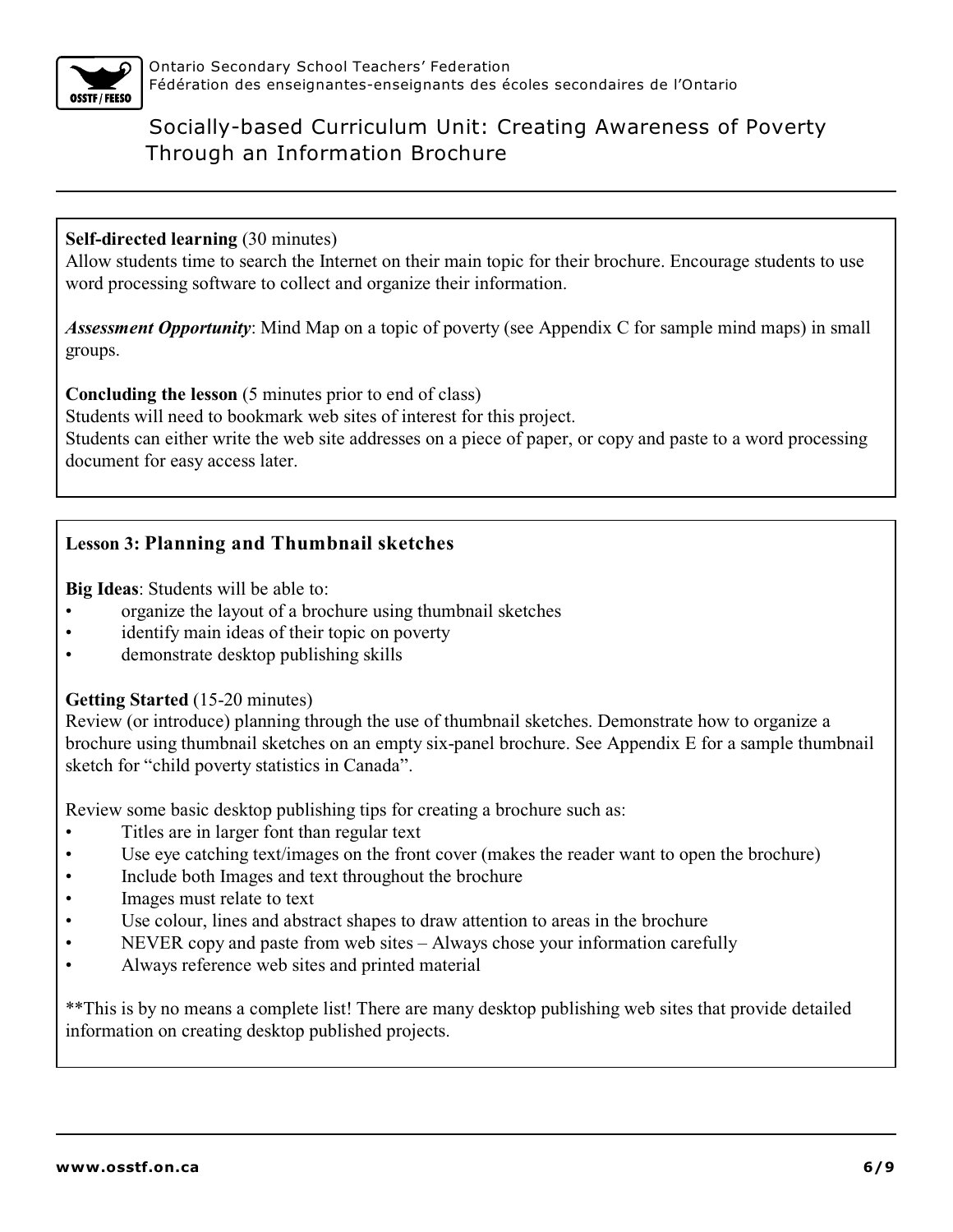**Self-directed learning** (30 minutes)
Allow students time to search the Internet on their main topic for their brochure. Encourage students to use word processing software to collect and organize their information.

***Assessment Opportunity***: Mind Map on a topic of poverty (see Appendix C for sample mind maps) in small groups.

**Concluding the lesson** (5 minutes prior to end of class)
Students will need to bookmark web sites of interest for this project.
Students can either write the web site addresses on a piece of paper, or copy and paste to a word processing document for easy access later.

### Lesson 3: Planning and Thumbnail sketches

**Big Ideas**: Students will be able to:

- organize the layout of a brochure using thumbnail sketches
- identify main ideas of their topic on poverty
- demonstrate desktop publishing skills

**Getting Started** (15-20 minutes)
Review (or introduce) planning through the use of thumbnail sketches. Demonstrate how to organize a brochure using thumbnail sketches on an empty six-panel brochure. See Appendix E for a sample thumbnail sketch for "child poverty statistics in Canada".

Review some basic desktop publishing tips for creating a brochure such as:

- Titles are in larger font than regular text
- Use eye catching text/images on the front cover (makes the reader want to open the brochure)
- Include both Images and text throughout the brochure
- Images must relate to text
- Use colour, lines and abstract shapes to draw attention to areas in the brochure
- NEVER copy and paste from web sites – Always chose your information carefully
- Always reference web sites and printed material

**This is by no means a complete list! There are many desktop publishing web sites that provide detailed information on creating desktop published projects.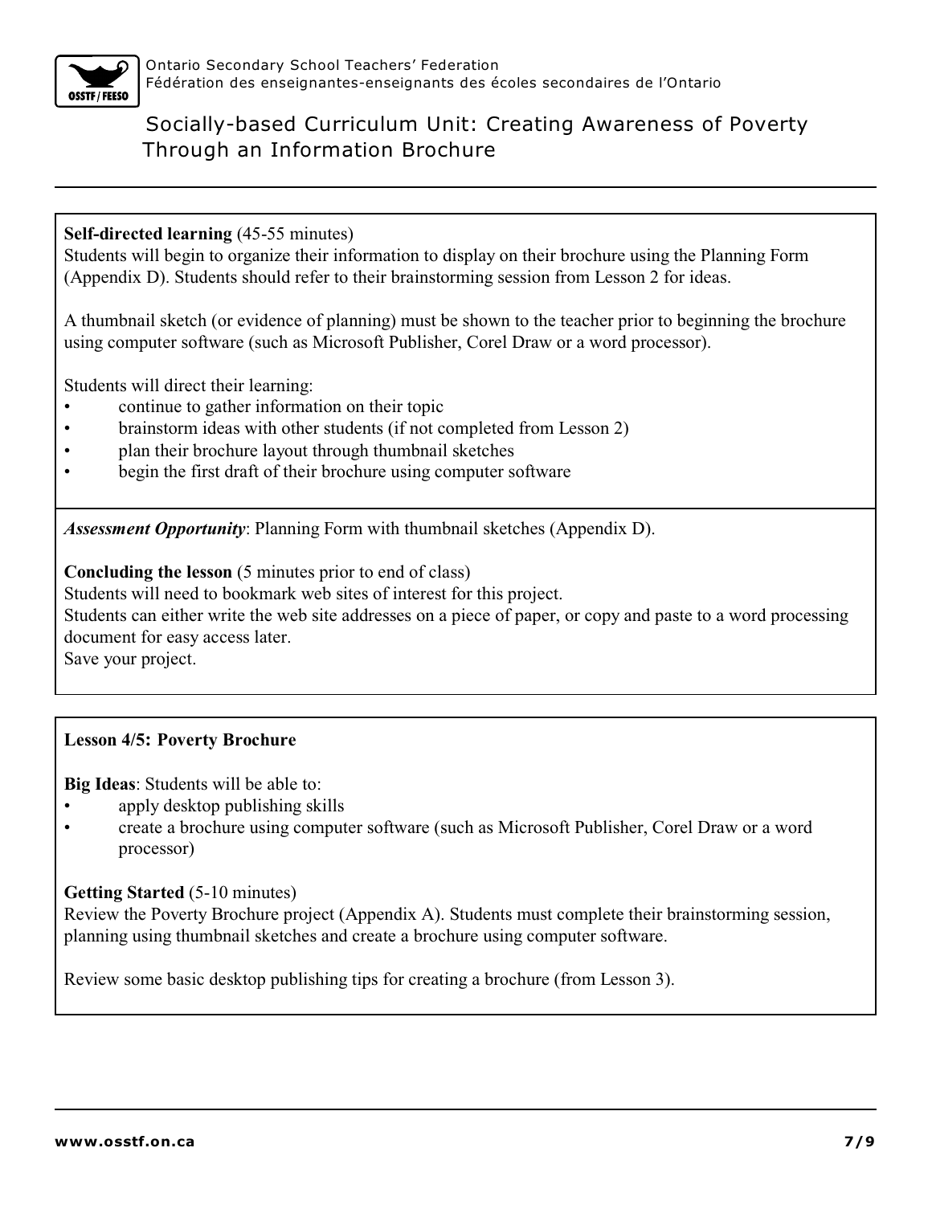**Self-directed learning** (45-55 minutes)
Students will begin to organize their information to display on their brochure using the Planning Form (Appendix D). Students should refer to their brainstorming session from Lesson 2 for ideas.

A thumbnail sketch (or evidence of planning) must be shown to the teacher prior to beginning the brochure using computer software (such as Microsoft Publisher, Corel Draw or a word processor).

Students will direct their learning:

- continue to gather information on their topic
- brainstorm ideas with other students (if not completed from Lesson 2)
- plan their brochure layout through thumbnail sketches
- begin the first draft of their brochure using computer software

***Assessment Opportunity***: Planning Form with thumbnail sketches (Appendix D).

**Concluding the lesson** (5 minutes prior to end of class)
Students will need to bookmark web sites of interest for this project.
Students can either write the web site addresses on a piece of paper, or copy and paste to a word processing document for easy access later.
Save your project.

**Lesson 4/5: Poverty Brochure**

**Big Ideas**: Students will be able to:

- apply desktop publishing skills
- create a brochure using computer software (such as Microsoft Publisher, Corel Draw or a word processor)

**Getting Started** (5-10 minutes)
Review the Poverty Brochure project (Appendix A). Students must complete their brainstorming session, planning using thumbnail sketches and create a brochure using computer software.

Review some basic desktop publishing tips for creating a brochure (from Lesson 3).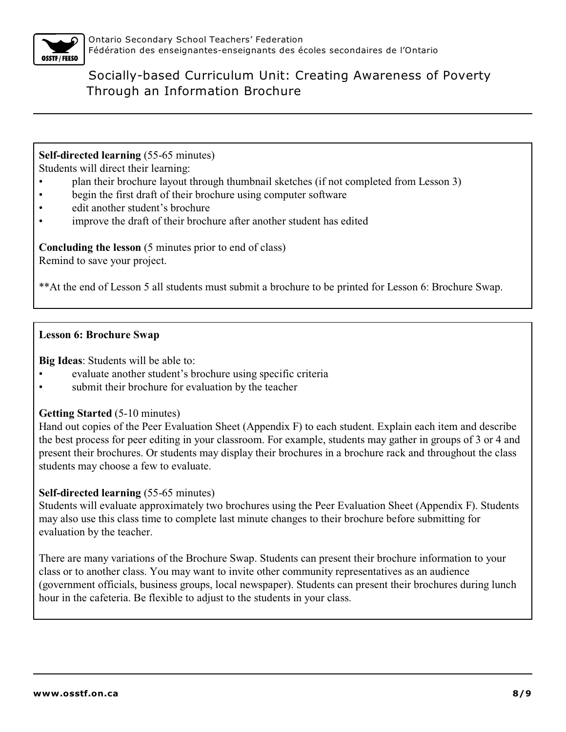**Self-directed learning** (55-65 minutes)
Students will direct their learning:

- plan their brochure layout through thumbnail sketches (if not completed from Lesson 3)
- begin the first draft of their brochure using computer software
- edit another student's brochure
- improve the draft of their brochure after another student has edited

**Concluding the lesson** (5 minutes prior to end of class)
Remind to save your project.

**At the end of Lesson 5 all students must submit a brochure to be printed for Lesson 6: Brochure Swap.

**Lesson 6: Brochure Swap**

**Big Ideas**: Students will be able to:

- evaluate another student's brochure using specific criteria
- submit their brochure for evaluation by the teacher

**Getting Started** (5-10 minutes)
Hand out copies of the Peer Evaluation Sheet (Appendix F) to each student. Explain each item and describe the best process for peer editing in your classroom. For example, students may gather in groups of 3 or 4 and present their brochures. Or students may display their brochures in a brochure rack and throughout the class students may choose a few to evaluate.

**Self-directed learning** (55-65 minutes)
Students will evaluate approximately two brochures using the Peer Evaluation Sheet (Appendix F). Students may also use this class time to complete last minute changes to their brochure before submitting for evaluation by the teacher.

There are many variations of the Brochure Swap. Students can present their brochure information to your class or to another class. You may want to invite other community representatives as an audience (government officials, business groups, local newspaper). Students can present their brochures during lunch hour in the cafeteria. Be flexible to adjust to the students in your class.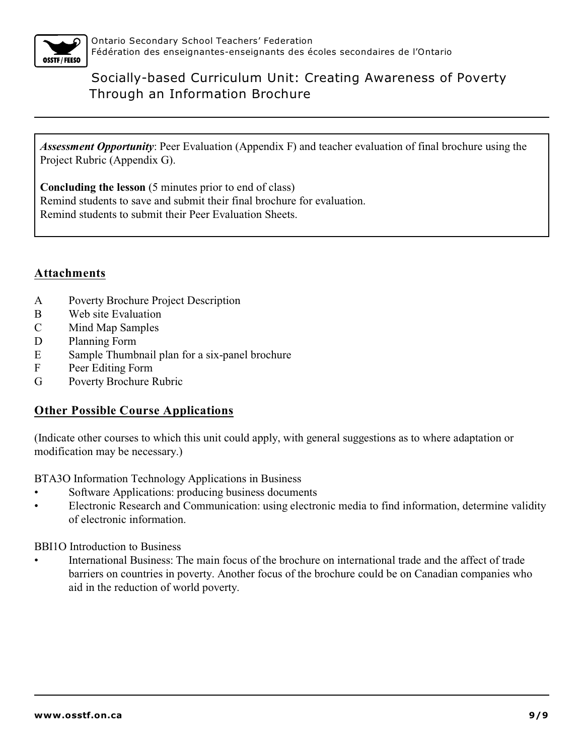*Assessment Opportunity*: Peer Evaluation (Appendix F) and teacher evaluation of final brochure using the Project Rubric (Appendix G).

**Concluding the lesson** (5 minutes prior to end of class)
Remind students to save and submit their final brochure for evaluation.
Remind students to submit their Peer Evaluation Sheets.

## Attachments

- A Poverty Brochure Project Description
- B Web site Evaluation
- C Mind Map Samples
- D Planning Form
- E Sample Thumbnail plan for a six-panel brochure
- F Peer Editing Form
- G Poverty Brochure Rubric

## Other Possible Course Applications

(Indicate other courses to which this unit could apply, with general suggestions as to where adaptation or modification may be necessary.)

BTA3O Information Technology Applications in Business

- Software Applications: producing business documents
- Electronic Research and Communication: using electronic media to find information, determine validity of electronic information.

BBI1O Introduction to Business

- International Business: The main focus of the brochure on international trade and the affect of trade barriers on countries in poverty. Another focus of the brochure could be on Canadian companies who aid in the reduction of world poverty.